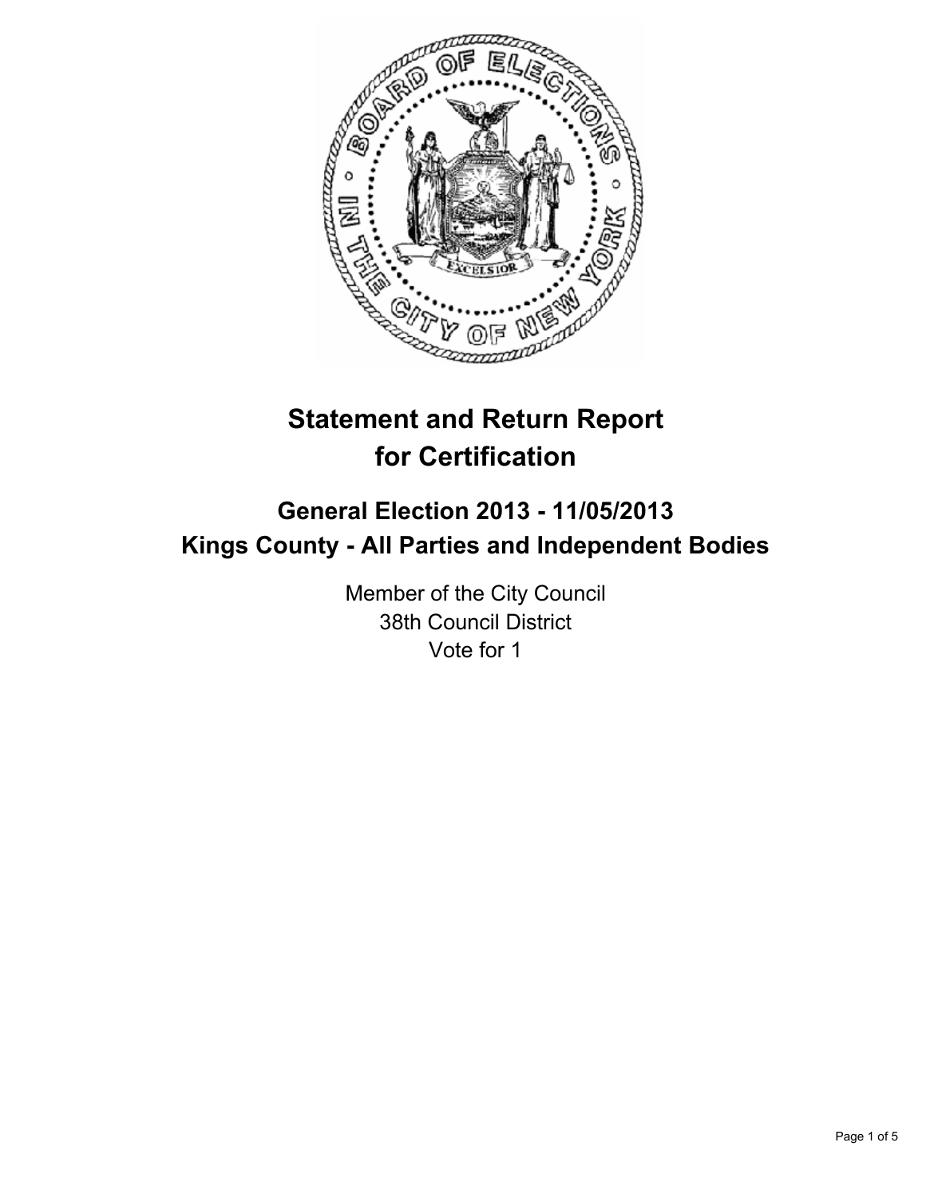# Statement and Return Report for Certification

## General Election 2013 - 11/05/2013
## Kings County - All Parties and Independent Bodies

Member of the City Council
38th Council District
Vote for 1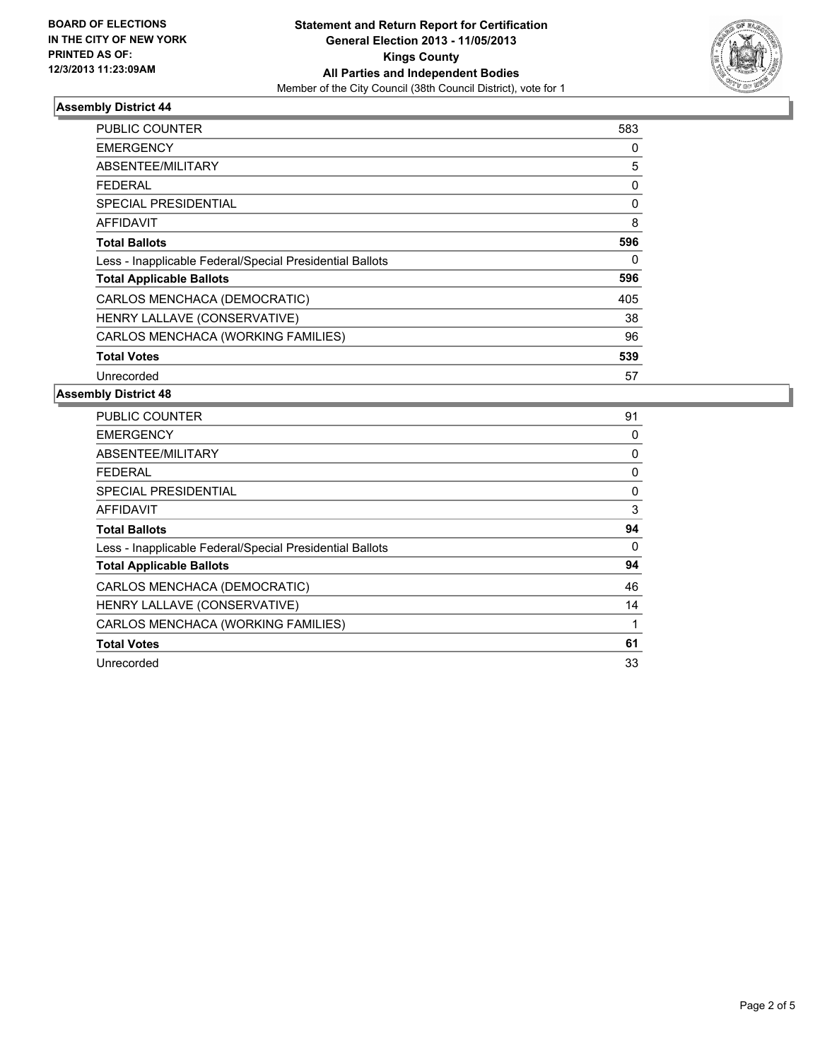**BOARD OF ELECTIONS IN THE CITY OF NEW YORK PRINTED AS OF: 12/3/2013 11:23:09AM**

**Statement and Return Report for Certification General Election 2013 - 11/05/2013 Kings County All Parties and Independent Bodies**

Member of the City Council (38th Council District), vote for 1

### Assembly District 44

| | |
|---|---|
| PUBLIC COUNTER | 583 |
| EMERGENCY | 0 |
| ABSENTEE/MILITARY | 5 |
| FEDERAL | 0 |
| SPECIAL PRESIDENTIAL | 0 |
| AFFIDAVIT | 8 |
| **Total Ballots** | **596** |
| Less - Inapplicable Federal/Special Presidential Ballots | 0 |
| **Total Applicable Ballots** | **596** |
| CARLOS MENCHACA (DEMOCRATIC) | 405 |
| HENRY LALLAVE (CONSERVATIVE) | 38 |
| CARLOS MENCHACA (WORKING FAMILIES) | 96 |
| **Total Votes** | **539** |
| Unrecorded | 57 |

### Assembly District 48

| | |
|---|---|
| PUBLIC COUNTER | 91 |
| EMERGENCY | 0 |
| ABSENTEE/MILITARY | 0 |
| FEDERAL | 0 |
| SPECIAL PRESIDENTIAL | 0 |
| AFFIDAVIT | 3 |
| **Total Ballots** | **94** |
| Less - Inapplicable Federal/Special Presidential Ballots | 0 |
| **Total Applicable Ballots** | **94** |
| CARLOS MENCHACA (DEMOCRATIC) | 46 |
| HENRY LALLAVE (CONSERVATIVE) | 14 |
| CARLOS MENCHACA (WORKING FAMILIES) | 1 |
| **Total Votes** | **61** |
| Unrecorded | 33 |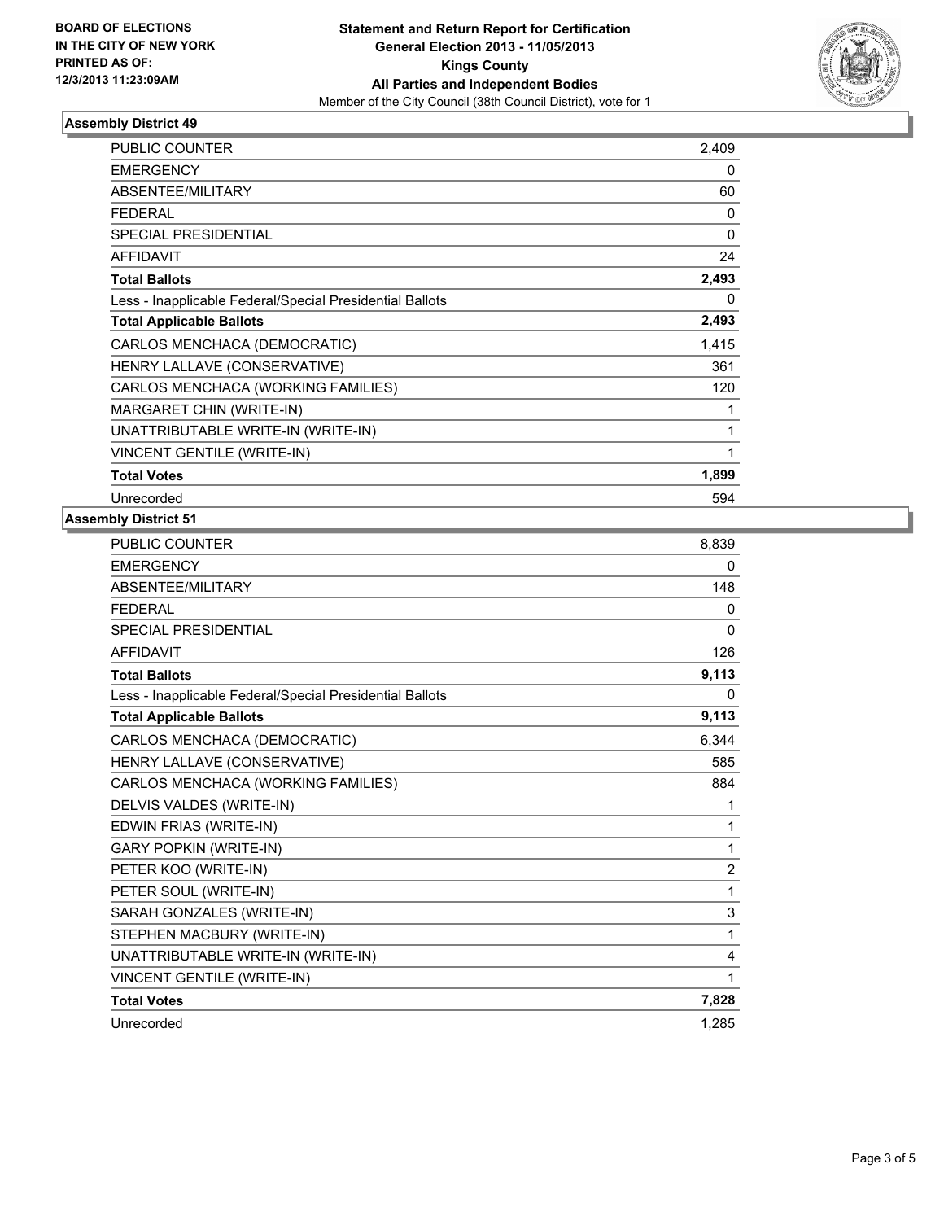**BOARD OF ELECTIONS IN THE CITY OF NEW YORK PRINTED AS OF: 12/3/2013 11:23:09AM**

**Statement and Return Report for Certification General Election 2013 - 11/05/2013 Kings County All Parties and Independent Bodies**
Member of the City Council (38th Council District), vote for 1

### Assembly District 49

| | |
|---|---|
| PUBLIC COUNTER | 2,409 |
| EMERGENCY | 0 |
| ABSENTEE/MILITARY | 60 |
| FEDERAL | 0 |
| SPECIAL PRESIDENTIAL | 0 |
| AFFIDAVIT | 24 |
| **Total Ballots** | **2,493** |
| Less - Inapplicable Federal/Special Presidential Ballots | 0 |
| **Total Applicable Ballots** | **2,493** |
| CARLOS MENCHACA (DEMOCRATIC) | 1,415 |
| HENRY LALLAVE (CONSERVATIVE) | 361 |
| CARLOS MENCHACA (WORKING FAMILIES) | 120 |
| MARGARET CHIN (WRITE-IN) | 1 |
| UNATTRIBUTABLE WRITE-IN (WRITE-IN) | 1 |
| VINCENT GENTILE (WRITE-IN) | 1 |
| **Total Votes** | **1,899** |
| Unrecorded | 594 |

### Assembly District 51

| | |
|---|---|
| PUBLIC COUNTER | 8,839 |
| EMERGENCY | 0 |
| ABSENTEE/MILITARY | 148 |
| FEDERAL | 0 |
| SPECIAL PRESIDENTIAL | 0 |
| AFFIDAVIT | 126 |
| **Total Ballots** | **9,113** |
| Less - Inapplicable Federal/Special Presidential Ballots | 0 |
| **Total Applicable Ballots** | **9,113** |
| CARLOS MENCHACA (DEMOCRATIC) | 6,344 |
| HENRY LALLAVE (CONSERVATIVE) | 585 |
| CARLOS MENCHACA (WORKING FAMILIES) | 884 |
| DELVIS VALDES (WRITE-IN) | 1 |
| EDWIN FRIAS (WRITE-IN) | 1 |
| GARY POPKIN (WRITE-IN) | 1 |
| PETER KOO (WRITE-IN) | 2 |
| PETER SOUL (WRITE-IN) | 1 |
| SARAH GONZALES (WRITE-IN) | 3 |
| STEPHEN MACBURY (WRITE-IN) | 1 |
| UNATTRIBUTABLE WRITE-IN (WRITE-IN) | 4 |
| VINCENT GENTILE (WRITE-IN) | 1 |
| **Total Votes** | **7,828** |
| Unrecorded | 1,285 |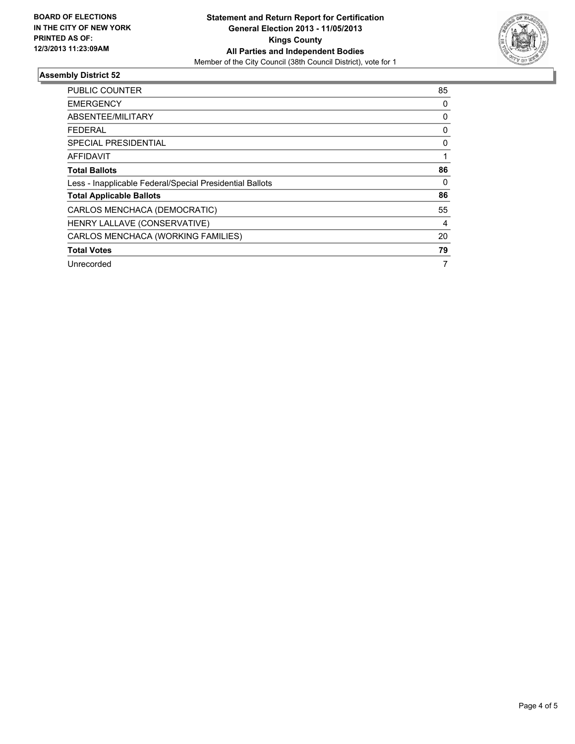**BOARD OF ELECTIONS IN THE CITY OF NEW YORK PRINTED AS OF: 12/3/2013 11:23:09AM**

**Statement and Return Report for Certification**
**General Election 2013 - 11/05/2013**
**Kings County**
**All Parties and Independent Bodies**
Member of the City Council (38th Council District), vote for 1

## Assembly District 52

| | |
|---|---|
| PUBLIC COUNTER | 85 |
| EMERGENCY | 0 |
| ABSENTEE/MILITARY | 0 |
| FEDERAL | 0 |
| SPECIAL PRESIDENTIAL | 0 |
| AFFIDAVIT | 1 |
| **Total Ballots** | **86** |
| Less - Inapplicable Federal/Special Presidential Ballots | 0 |
| **Total Applicable Ballots** | **86** |
| CARLOS MENCHACA (DEMOCRATIC) | 55 |
| HENRY LALLAVE (CONSERVATIVE) | 4 |
| CARLOS MENCHACA (WORKING FAMILIES) | 20 |
| **Total Votes** | **79** |
| Unrecorded | 7 |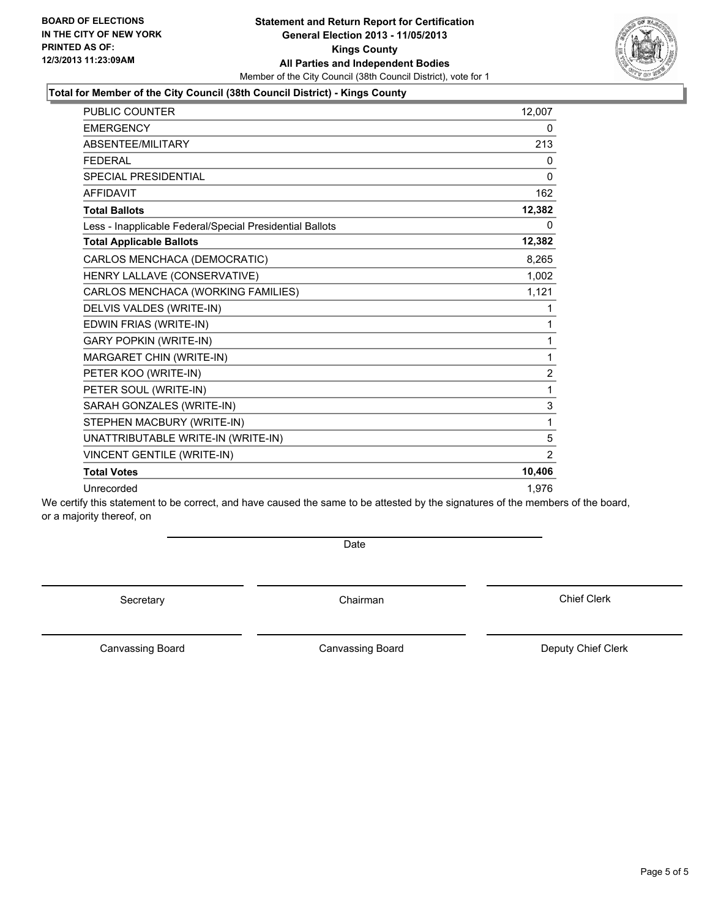**BOARD OF ELECTIONS IN THE CITY OF NEW YORK PRINTED AS OF: 12/3/2013 11:23:09AM**

**Statement and Return Report for Certification General Election 2013 - 11/05/2013 Kings County All Parties and Independent Bodies**

Member of the City Council (38th Council District), vote for 1

### Total for Member of the City Council (38th Council District) - Kings County

| | |
|---|---|
| PUBLIC COUNTER | 12,007 |
| EMERGENCY | 0 |
| ABSENTEE/MILITARY | 213 |
| FEDERAL | 0 |
| SPECIAL PRESIDENTIAL | 0 |
| AFFIDAVIT | 162 |
| **Total Ballots** | **12,382** |
| Less - Inapplicable Federal/Special Presidential Ballots | 0 |
| **Total Applicable Ballots** | **12,382** |
| CARLOS MENCHACA (DEMOCRATIC) | 8,265 |
| HENRY LALLAVE (CONSERVATIVE) | 1,002 |
| CARLOS MENCHACA (WORKING FAMILIES) | 1,121 |
| DELVIS VALDES (WRITE-IN) | 1 |
| EDWIN FRIAS (WRITE-IN) | 1 |
| GARY POPKIN (WRITE-IN) | 1 |
| MARGARET CHIN (WRITE-IN) | 1 |
| PETER KOO (WRITE-IN) | 2 |
| PETER SOUL (WRITE-IN) | 1 |
| SARAH GONZALES (WRITE-IN) | 3 |
| STEPHEN MACBURY (WRITE-IN) | 1 |
| UNATTRIBUTABLE WRITE-IN (WRITE-IN) | 5 |
| VINCENT GENTILE (WRITE-IN) | 2 |
| **Total Votes** | **10,406** |
| Unrecorded | 1,976 |

We certify this statement to be correct, and have caused the same to be attested by the signatures of the members of the board, or a majority thereof, on

Date

Secretary

Chairman

Chief Clerk

Canvassing Board

Canvassing Board

Deputy Chief Clerk